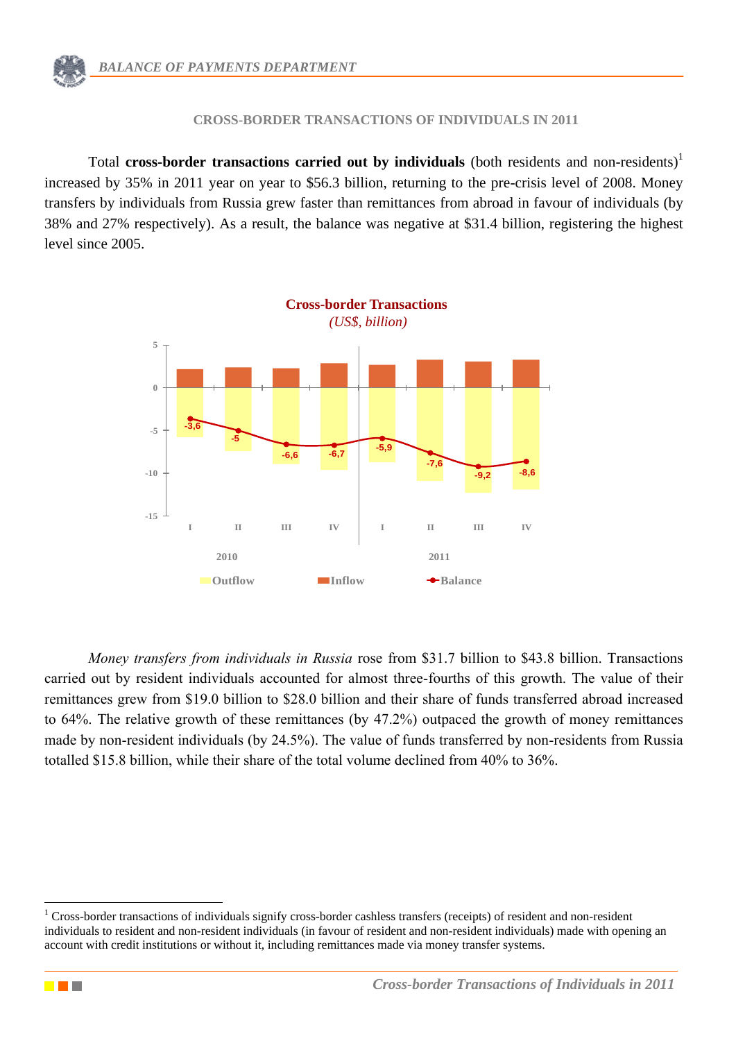## CROSS-BORDER TRANSACTIONS OF INDIVIDUALS IN 2011

Total **cross-border transactions carried out by individuals** (both residents and non-residents)[1] increased by 35% in 2011 year on year to $56.3 billion, returning to the pre-crisis level of 2008. Money transfers by individuals from Russia grew faster than remittances from abroad in favour of individuals (by 38% and 27% respectively). As a result, the balance was negative at $31.4 billion, registering the highest level since 2005.

**Cross-border Transactions**
*(US$, billion)*

| | 2010 I | 2010 II | 2010 III | 2010 IV | 2011 I | 2011 II | 2011 III | 2011 IV |
|---|---|---|---|---|---|---|---|---|
| Balance | -3,6 | -5 | -6,6 | -6,7 | -5,9 | -7,6 | -9,2 | -8,6 |

Outflow · Inflow · Balance

*Money transfers from individuals in Russia* rose from $31.7 billion to $43.8 billion. Transactions carried out by resident individuals accounted for almost three-fourths of this growth. The value of their remittances grew from $19.0 billion to $28.0 billion and their share of funds transferred abroad increased to 64%. The relative growth of these remittances (by 47.2%) outpaced the growth of money remittances made by non-resident individuals (by 24.5%). The value of funds transferred by non-residents from Russia totalled $15.8 billion, while their share of the total volume declined from 40% to 36%.

[1] Cross-border transactions of individuals signify cross-border cashless transfers (receipts) of resident and non-resident individuals to resident and non-resident individuals (in favour of resident and non-resident individuals) made with opening an account with credit institutions or without it, including remittances made via money transfer systems.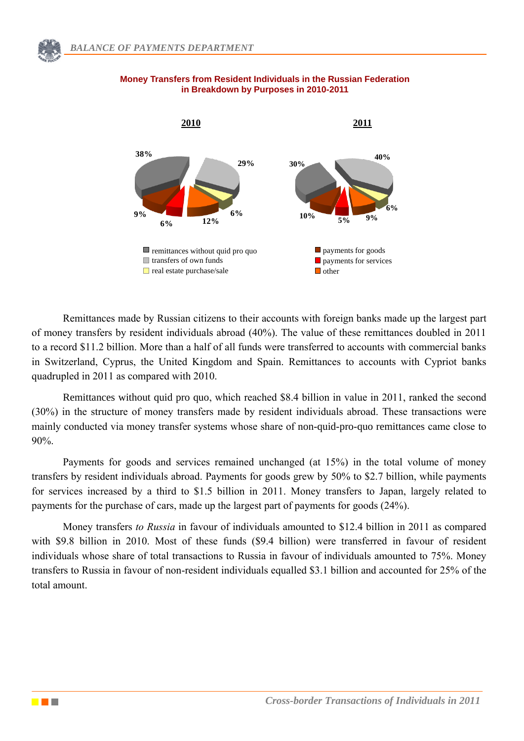**Money Transfers from Resident Individuals in the Russian Federation in Breakdown by Purposes in 2010-2011**

| Purpose | 2010 | 2011 |
|---|---|---|
| remittances without quid pro quo | 38% | 30% |
| transfers of own funds | 29% | 40% |
| real estate purchase/sale | 6% | 6% |
| payments for goods | 9% | 10% |
| payments for services | 6% | 5% |
| other | 12% | 9% |

Remittances made by Russian citizens to their accounts with foreign banks made up the largest part of money transfers by resident individuals abroad (40%). The value of these remittances doubled in 2011 to a record $11.2 billion. More than a half of all funds were transferred to accounts with commercial banks in Switzerland, Cyprus, the United Kingdom and Spain. Remittances to accounts with Cypriot banks quadrupled in 2011 as compared with 2010.

Remittances without quid pro quo, which reached $8.4 billion in value in 2011, ranked the second (30%) in the structure of money transfers made by resident individuals abroad. These transactions were mainly conducted via money transfer systems whose share of non-quid-pro-quo remittances came close to 90%.

Payments for goods and services remained unchanged (at 15%) in the total volume of money transfers by resident individuals abroad. Payments for goods grew by 50% to $2.7 billion, while payments for services increased by a third to $1.5 billion in 2011. Money transfers to Japan, largely related to payments for the purchase of cars, made up the largest part of payments for goods (24%).

Money transfers *to Russia* in favour of individuals amounted to $12.4 billion in 2011 as compared with $9.8 billion in 2010. Most of these funds ($9.4 billion) were transferred in favour of resident individuals whose share of total transactions to Russia in favour of individuals amounted to 75%. Money transfers to Russia in favour of non-resident individuals equalled $3.1 billion and accounted for 25% of the total amount.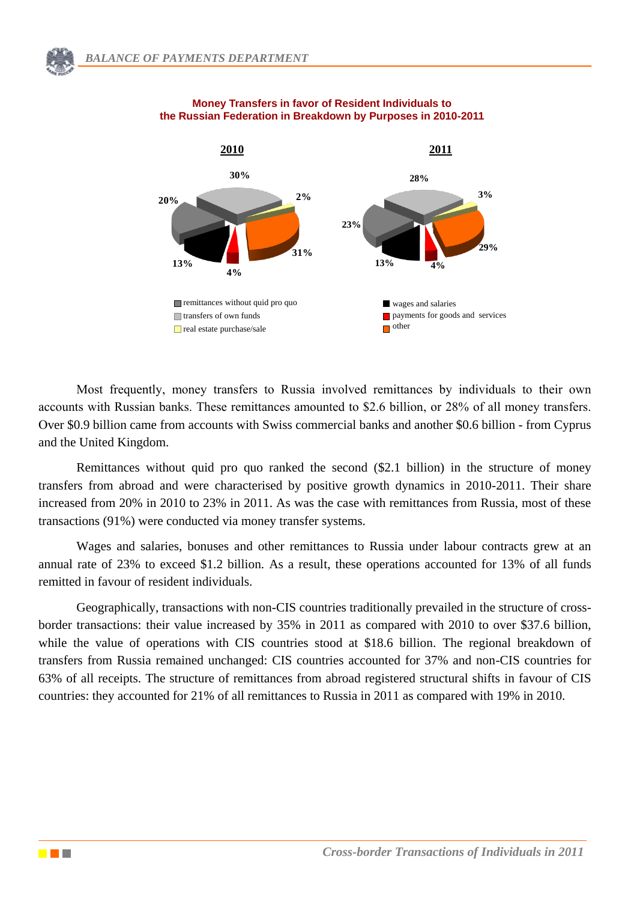**Money Transfers in favor of Resident Individuals to the Russian Federation in Breakdown by Purposes in 2010-2011**

| Purpose | 2010 | 2011 |
| --- | --- | --- |
| remittances without quid pro quo | 20% | 23% |
| transfers of own funds | 30% | 28% |
| real estate purchase/sale | 2% | 3% |
| wages and salaries | 13% | 13% |
| payments for goods and services | 4% | 4% |
| other | 31% | 29% |

Most frequently, money transfers to Russia involved remittances by individuals to their own accounts with Russian banks. These remittances amounted to $2.6 billion, or 28% of all money transfers. Over $0.9 billion came from accounts with Swiss commercial banks and another $0.6 billion - from Cyprus and the United Kingdom.

Remittances without quid pro quo ranked the second ($2.1 billion) in the structure of money transfers from abroad and were characterised by positive growth dynamics in 2010-2011. Their share increased from 20% in 2010 to 23% in 2011. As was the case with remittances from Russia, most of these transactions (91%) were conducted via money transfer systems.

Wages and salaries, bonuses and other remittances to Russia under labour contracts grew at an annual rate of 23% to exceed $1.2 billion. As a result, these operations accounted for 13% of all funds remitted in favour of resident individuals.

Geographically, transactions with non-CIS countries traditionally prevailed in the structure of cross-border transactions: their value increased by 35% in 2011 as compared with 2010 to over $37.6 billion, while the value of operations with CIS countries stood at $18.6 billion. The regional breakdown of transfers from Russia remained unchanged: CIS countries accounted for 37% and non-CIS countries for 63% of all receipts. The structure of remittances from abroad registered structural shifts in favour of CIS countries: they accounted for 21% of all remittances to Russia in 2011 as compared with 19% in 2010.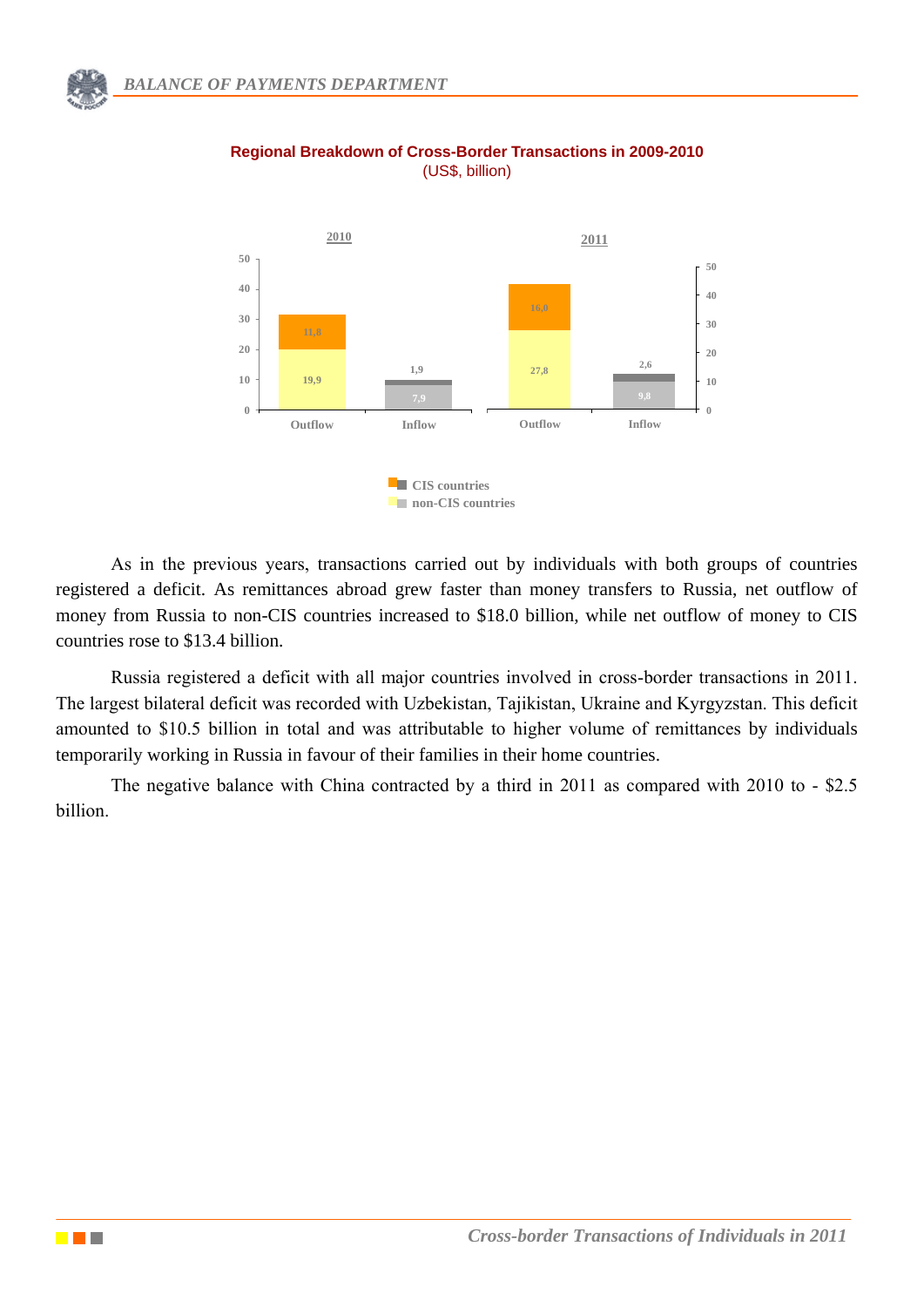**Regional Breakdown of Cross-Border Transactions in 2009-2010**
(US$, billion)

| | 2010 Outflow | 2010 Inflow | 2011 Outflow | 2011 Inflow |
|---|---|---|---|---|
| CIS countries | 11,8 | 1,9 | 16,0 | 2,6 |
| non-CIS countries | 19,9 | 7,9 | 27,8 | 9,8 |

As in the previous years, transactions carried out by individuals with both groups of countries registered a deficit. As remittances abroad grew faster than money transfers to Russia, net outflow of money from Russia to non-CIS countries increased to $18.0 billion, while net outflow of money to CIS countries rose to $13.4 billion.

Russia registered a deficit with all major countries involved in cross-border transactions in 2011. The largest bilateral deficit was recorded with Uzbekistan, Tajikistan, Ukraine and Kyrgyzstan. This deficit amounted to $10.5 billion in total and was attributable to higher volume of remittances by individuals temporarily working in Russia in favour of their families in their home countries.

The negative balance with China contracted by a third in 2011 as compared with 2010 to - $2.5 billion.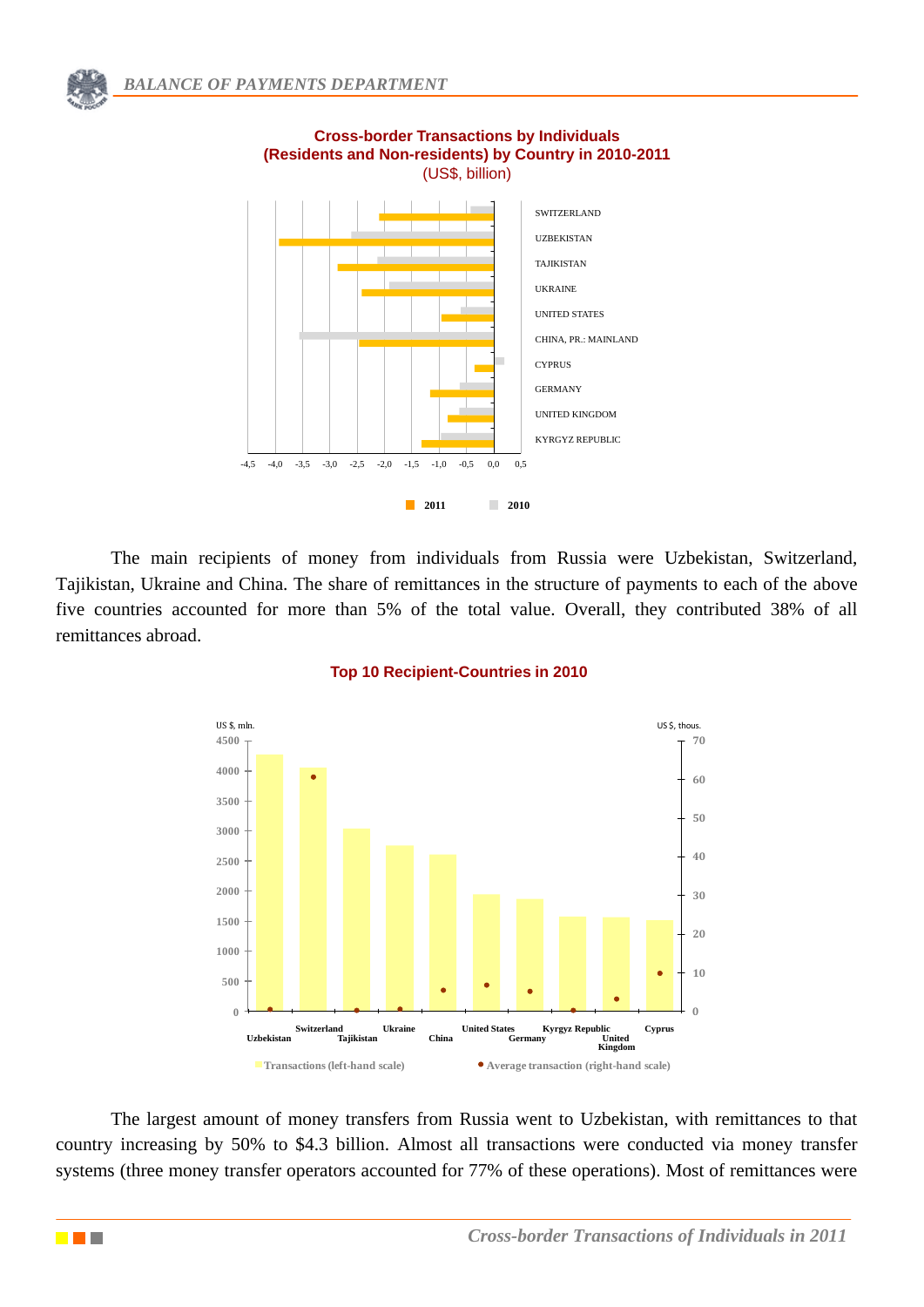**Cross-border Transactions by Individuals (Residents and Non-residents) by Country in 2010-2011**
(US$, billion)

SWITZERLAND
UZBEKISTAN
TAJIKISTAN
UKRAINE
UNITED STATES
CHINA, PR.: MAINLAND
CYPRUS
GERMANY
UNITED KINGDOM
KYRGYZ REPUBLIC

-4,5 -4,0 -3,5 -3,0 -2,5 -2,0 -1,5 -1,0 -0,5 0,0 0,5

2011 2010

The main recipients of money from individuals from Russia were Uzbekistan, Switzerland, Tajikistan, Ukraine and China. The share of remittances in the structure of payments to each of the above five countries accounted for more than 5% of the total value. Overall, they contributed 38% of all remittances abroad.

**Top 10 Recipient-Countries in 2010**

US $, mln. | US $, thous.

Uzbekistan, Switzerland, Tajikistan, Ukraine, China, United States, Germany, Kyrgyz Republic, United Kingdom, Cyprus

Transactions (left-hand scale) | Average transaction (right-hand scale)

The largest amount of money transfers from Russia went to Uzbekistan, with remittances to that country increasing by 50% to $4.3 billion. Almost all transactions were conducted via money transfer systems (three money transfer operators accounted for 77% of these operations). Most of remittances were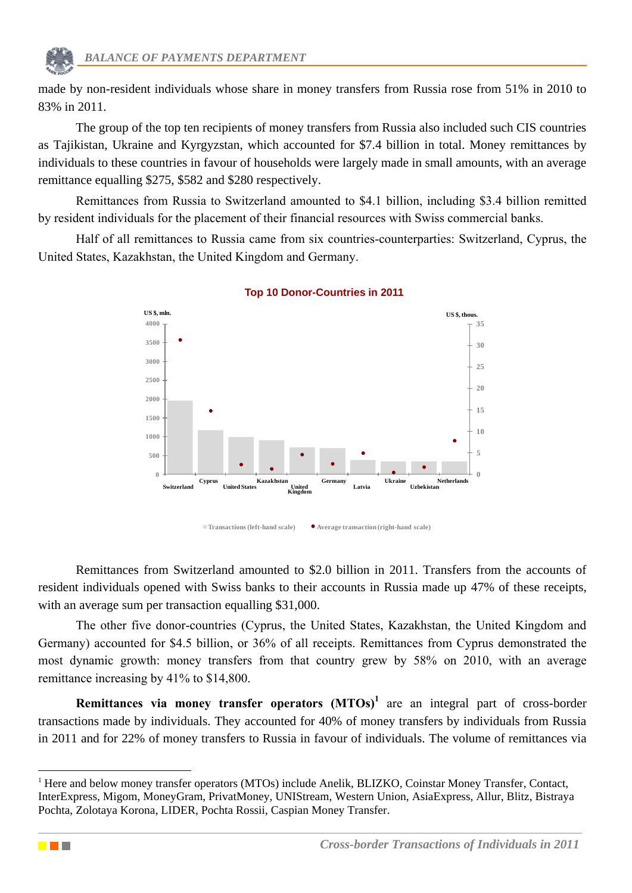made by non-resident individuals whose share in money transfers from Russia rose from 51% in 2010 to 83% in 2011.

The group of the top ten recipients of money transfers from Russia also included such CIS countries as Tajikistan, Ukraine and Kyrgyzstan, which accounted for $7.4 billion in total. Money remittances by individuals to these countries in favour of households were largely made in small amounts, with an average remittance equalling $275, $582 and $280 respectively.

Remittances from Russia to Switzerland amounted to $4.1 billion, including $3.4 billion remitted by resident individuals for the placement of their financial resources with Swiss commercial banks.

Half of all remittances to Russia came from six countries-counterparties: Switzerland, Cyprus, the United States, Kazakhstan, the United Kingdom and Germany.

**Top 10 Donor-Countries in 2011**

US $, mln. / US $, thous.

Switzerland, Cyprus, United States, Kazakhstan, United Kingdom, Germany, Latvia, Ukraine, Uzbekistan, Netherlands

Transactions (left-hand scale) • Average transaction (right-hand scale)

Remittances from Switzerland amounted to $2.0 billion in 2011. Transfers from the accounts of resident individuals opened with Swiss banks to their accounts in Russia made up 47% of these receipts, with an average sum per transaction equalling $31,000.

The other five donor-countries (Cyprus, the United States, Kazakhstan, the United Kingdom and Germany) accounted for $4.5 billion, or 36% of all receipts. Remittances from Cyprus demonstrated the most dynamic growth: money transfers from that country grew by 58% on 2010, with an average remittance increasing by 41% to $14,800.

**Remittances via money transfer operators (MTOs)**[1] are an integral part of cross-border transactions made by individuals. They accounted for 40% of money transfers by individuals from Russia in 2011 and for 22% of money transfers to Russia in favour of individuals. The volume of remittances via

---

[1] Here and below money transfer operators (MTOs) include Anelik, BLIZKO, Coinstar Money Transfer, Contact, InterExpress, Migom, MoneyGram, PrivatMoney, UNIStream, Western Union, AsiaExpress, Allur, Blitz, Bistraya Pochta, Zolotaya Korona, LIDER, Pochta Rossii, Caspian Money Transfer.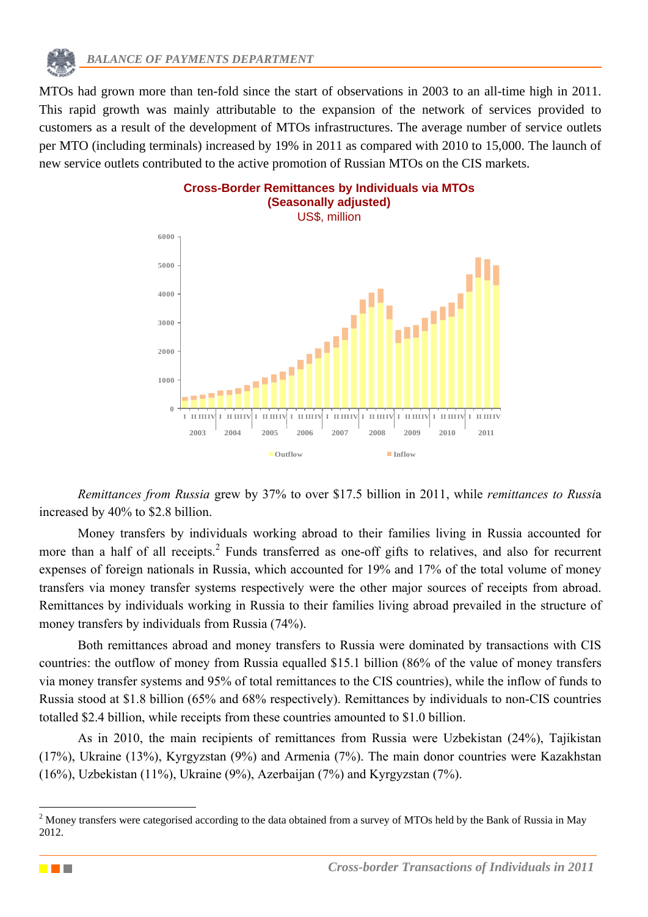MTOs had grown more than ten-fold since the start of observations in 2003 to an all-time high in 2011. This rapid growth was mainly attributable to the expansion of the network of services provided to customers as a result of the development of MTOs infrastructures. The average number of service outlets per MTO (including terminals) increased by 19% in 2011 as compared with 2010 to 15,000. The launch of new service outlets contributed to the active promotion of Russian MTOs on the CIS markets.

**Cross-Border Remittances by Individuals via MTOs (Seasonally adjusted)**
US$, million

*Remittances from Russia* grew by 37% to over $17.5 billion in 2011, while *remittances to Russia* increased by 40% to $2.8 billion.

Money transfers by individuals working abroad to their families living in Russia accounted for more than a half of all receipts.[2] Funds transferred as one-off gifts to relatives, and also for recurrent expenses of foreign nationals in Russia, which accounted for 19% and 17% of the total volume of money transfers via money transfer systems respectively were the other major sources of receipts from abroad. Remittances by individuals working in Russia to their families living abroad prevailed in the structure of money transfers by individuals from Russia (74%).

Both remittances abroad and money transfers to Russia were dominated by transactions with CIS countries: the outflow of money from Russia equalled $15.1 billion (86% of the value of money transfers via money transfer systems and 95% of total remittances to the CIS countries), while the inflow of funds to Russia stood at $1.8 billion (65% and 68% respectively). Remittances by individuals to non-CIS countries totalled $2.4 billion, while receipts from these countries amounted to $1.0 billion.

As in 2010, the main recipients of remittances from Russia were Uzbekistan (24%), Tajikistan (17%), Ukraine (13%), Kyrgyzstan (9%) and Armenia (7%). The main donor countries were Kazakhstan (16%), Uzbekistan (11%), Ukraine (9%), Azerbaijan (7%) and Kyrgyzstan (7%).

---

[2] Money transfers were categorised according to the data obtained from a survey of MTOs held by the Bank of Russia in May 2012.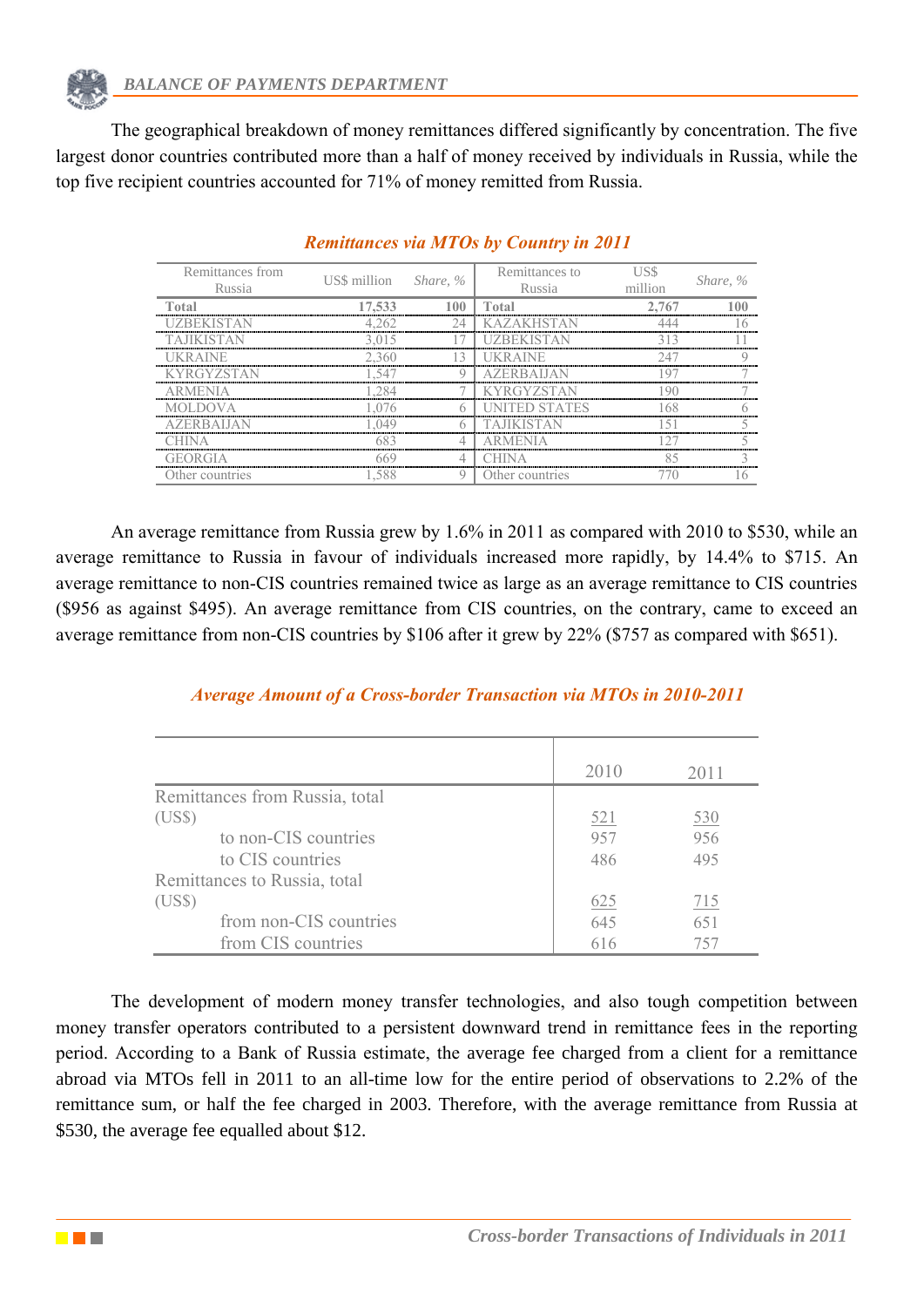The geographical breakdown of money remittances differed significantly by concentration. The five largest donor countries contributed more than a half of money received by individuals in Russia, while the top five recipient countries accounted for 71% of money remitted from Russia.

### *Remittances via MTOs by Country in 2011*

| Remittances from Russia | US$ million | *Share, %* | Remittances to Russia | US$ million | *Share, %* |
|---|---|---|---|---|---|
| **Total** | **17,533** | **100** | **Total** | **2,767** | **100** |
| UZBEKISTAN | 4,262 | 24 | KAZAKHSTAN | 444 | 16 |
| TAJIKISTAN | 3,015 | 17 | UZBEKISTAN | 313 | 11 |
| UKRAINE | 2,360 | 13 | UKRAINE | 247 | 9 |
| KYRGYZSTAN | 1,547 | 9 | AZERBAIJAN | 197 | 7 |
| ARMENIA | 1,284 | 7 | KYRGYZSTAN | 190 | 7 |
| MOLDOVA | 1,076 | 6 | UNITED STATES | 168 | 6 |
| AZERBAIJAN | 1,049 | 6 | TAJIKISTAN | 151 | 5 |
| CHINA | 683 | 4 | ARMENIA | 127 | 5 |
| GEORGIA | 669 | 4 | CHINA | 85 | 3 |
| Other countries | 1,588 | 9 | Other countries | 770 | 16 |

An average remittance from Russia grew by 1.6% in 2011 as compared with 2010 to $530, while an average remittance to Russia in favour of individuals increased more rapidly, by 14.4% to $715. An average remittance to non-CIS countries remained twice as large as an average remittance to CIS countries ($956 as against $495). An average remittance from CIS countries, on the contrary, came to exceed an average remittance from non-CIS countries by $106 after it grew by 22% ($757 as compared with $651).

### *Average Amount of a Cross-border Transaction via MTOs in 2010-2011*

| | 2010 | 2011 |
|---|---|---|
| Remittances from Russia, total (US$) | 521 | 530 |
| to non-CIS countries | 957 | 956 |
| to CIS countries | 486 | 495 |
| Remittances to Russia, total (US$) | 625 | 715 |
| from non-CIS countries | 645 | 651 |
| from CIS countries | 616 | 757 |

The development of modern money transfer technologies, and also tough competition between money transfer operators contributed to a persistent downward trend in remittance fees in the reporting period. According to a Bank of Russia estimate, the average fee charged from a client for a remittance abroad via MTOs fell in 2011 to an all-time low for the entire period of observations to 2.2% of the remittance sum, or half the fee charged in 2003. Therefore, with the average remittance from Russia at $530, the average fee equalled about $12.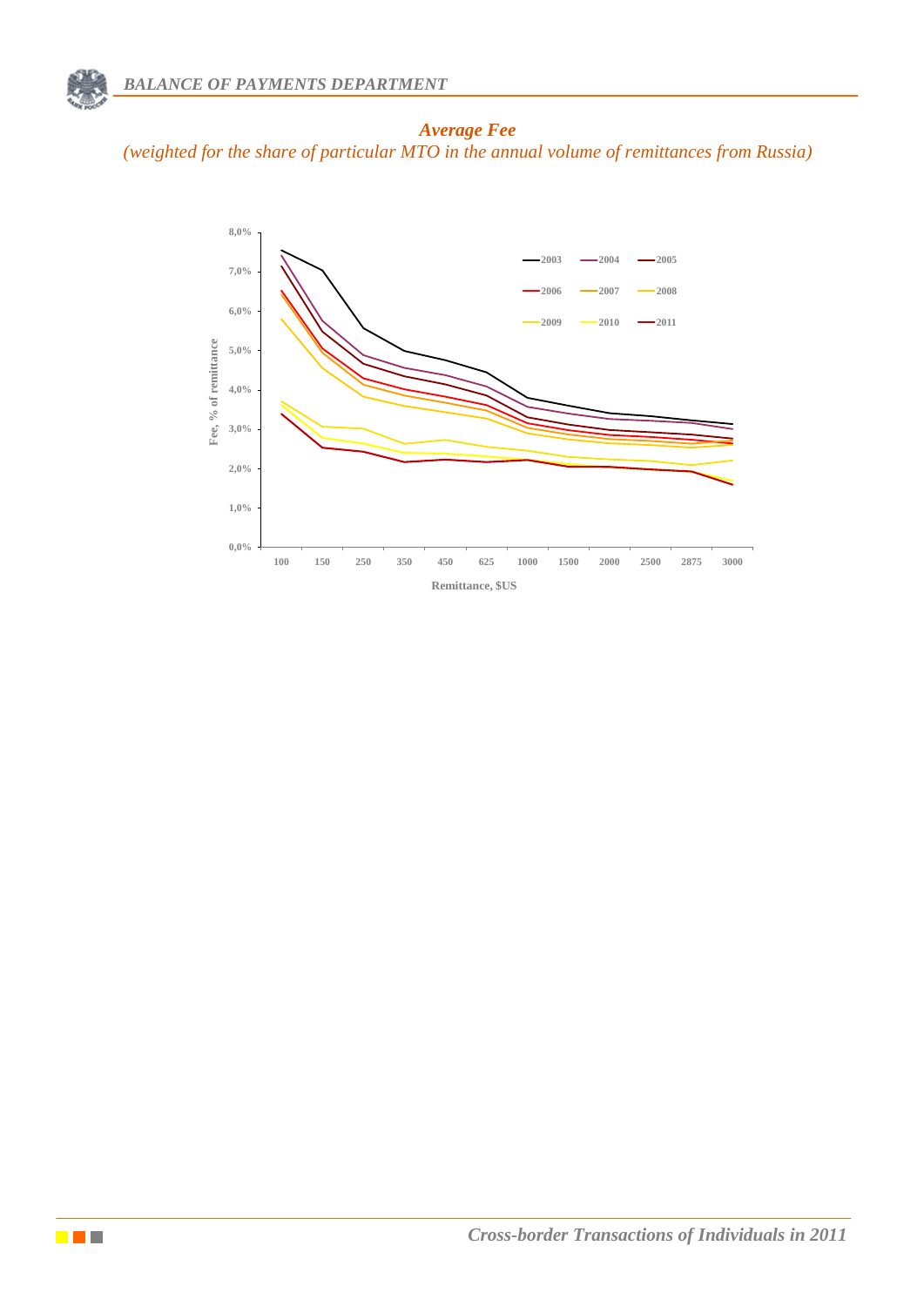***Average Fee***

*(weighted for the share of particular MTO in the annual volume of remittances from Russia)*

8,0%
7,0%
6,0%
5,0%
4,0%
3,0%
2,0%
1,0%
0,0%

Fee, % of remittance

2003 2004 2005
2006 2007 2008
2009 2010 2011

100 150 250 350 450 625 1000 1500 2000 2500 2875 3000

Remittance, $US